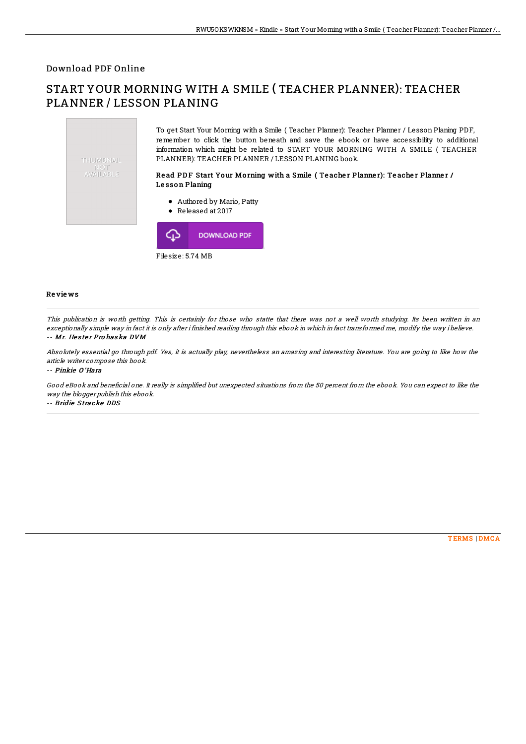Download PDF Online

# START YOUR MORNING WITH A SMILE ( TEACHER PLANNER): TEACHER PLANNER / LESSON PLANING

THUMBNAIL NOT AVAILABLE

To get Start Your Morning with a Smile ( Teacher Planner): Teacher Planner / Lesson Planing PDF, remember to click the button beneath and save the ebook or have accessibility to additional information which might be related to START YOUR MORNING WITH A SMILE ( TEACHER PLANNER): TEACHER PLANNER / LESSON PLANING book.

### Read PDF Start Your Morning with a Smile ( Teacher Planner): Teacher Planner / Lesson Planing

- Authored by Mario, Patty
- Released at 2017

DOWNLOAD PDF

Filesize: 5.74 MB

## Reviews

*This publication is worth getting. This is certainly for those who statte that there was not a well worth studying. Its been written in an exceptionally simple way in fact it is only after i finished reading through this ebook in which in fact transformed me, modify the way i believe.*

*-- Mr. Hester Prohaska DVM*

*Absolutely essential go through pdf. Yes, it is actually play, nevertheless an amazing and interesting literature. You are going to like how the article writer compose this book.*

*-- Pinkie O'Hara*

*Good eBook and beneficial one. It really is simplified but unexpected situations from the 50 percent from the ebook. You can expect to like the way the blogger publish this ebook.*

*-- Bridie Stracke DDS*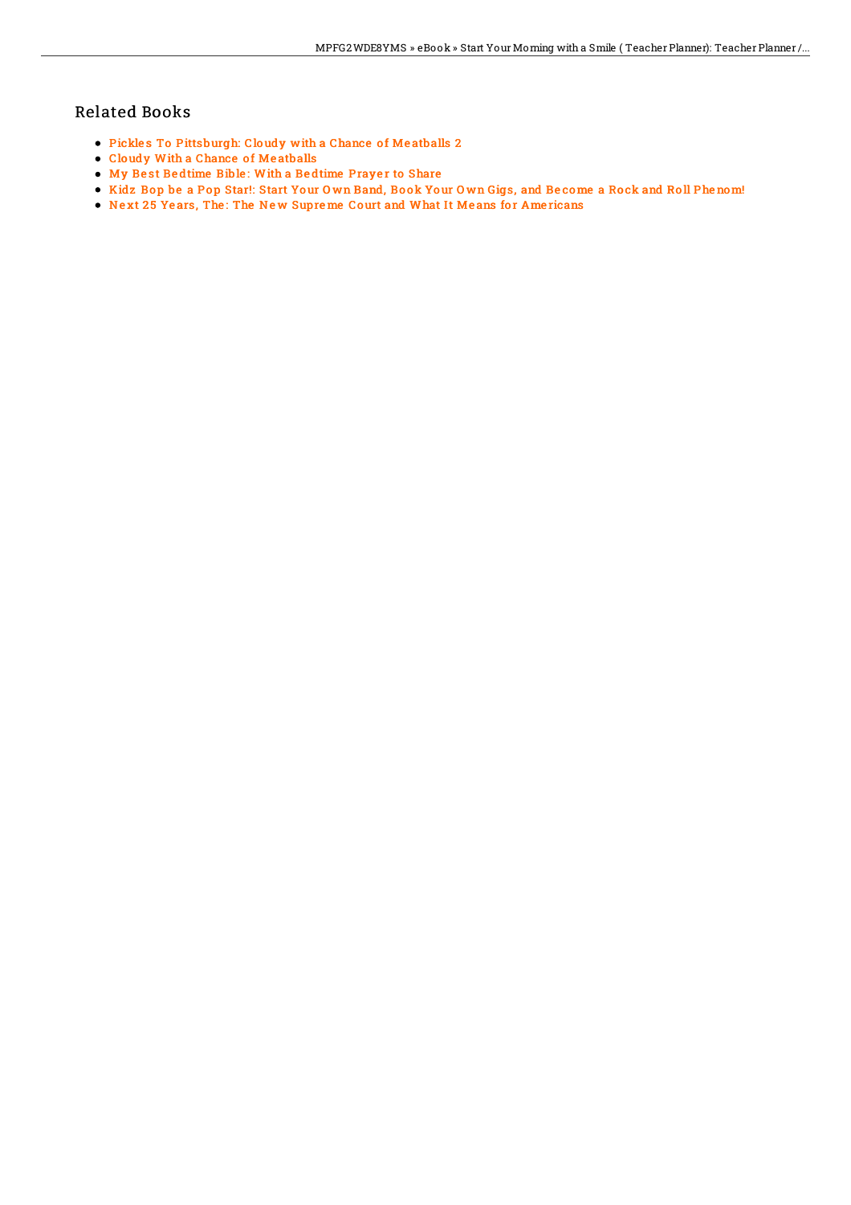## Related Books

- Pickles To Pittsburgh: Cloudy with a Chance of Meatballs 2
- Cloudy With a Chance of Meatballs
- My Best Bedtime Bible: With a Bedtime Prayer to Share
- Kidz Bop be a Pop Star!: Start Your Own Band, Book Your Own Gigs, and Become a Rock and Roll Phenom!
- Next 25 Years, The: The New Supreme Court and What It Means for Americans